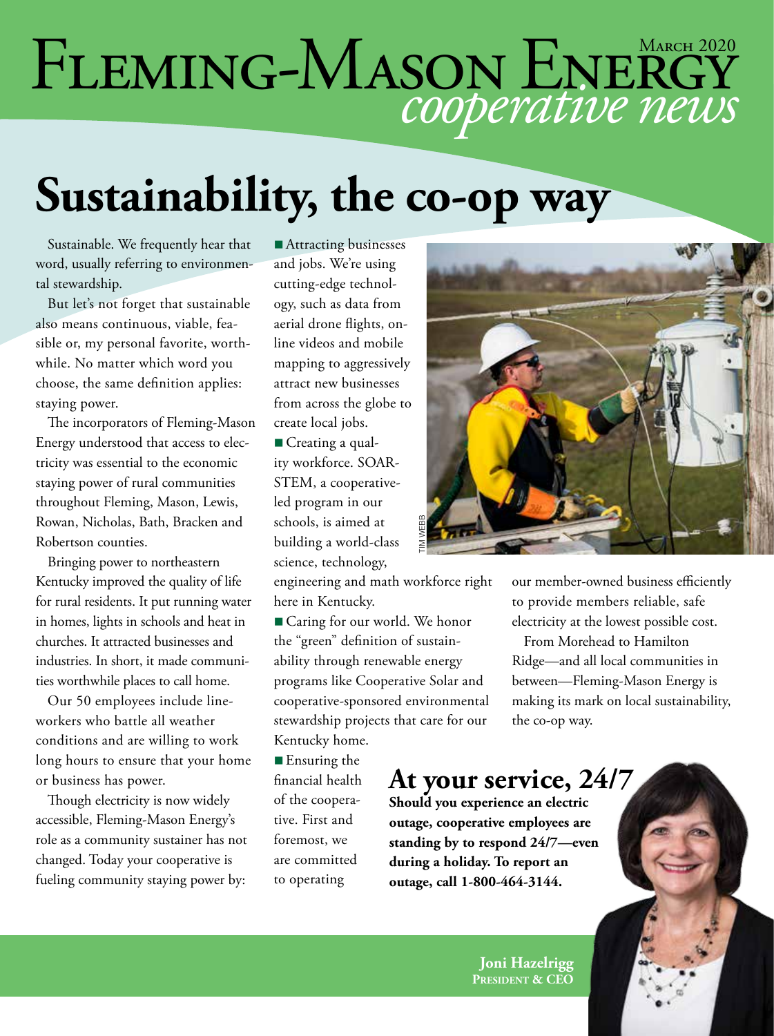# Fleming-Mason Energy *cooperative news*

March 2020

# Sustainability, the co-op way

Sustainable. We frequently hear that word, usually referring to environmental stewardship.

But let's not forget that sustainable also means continuous, viable, feasible or, my personal favorite, worthwhile. No matter which word you choose, the same definition applies: staying power.

The incorporators of Fleming-Mason Energy understood that access to electricity was essential to the economic staying power of rural communities throughout Fleming, Mason, Lewis, Rowan, Nicholas, Bath, Bracken and Robertson counties.

Bringing power to northeastern Kentucky improved the quality of life for rural residents. It put running water in homes, lights in schools and heat in churches. It attracted businesses and industries. In short, it made communities worthwhile places to call home.

Our 50 employees include lineworkers who battle all weather conditions and are willing to work long hours to ensure that your home or business has power.

Though electricity is now widely accessible, Fleming-Mason Energy's role as a community sustainer has not changed. Today your cooperative is fueling community staying power by:

- Attracting businesses and jobs. We're using cutting-edge technology, such as data from aerial drone flights, online videos and mobile mapping to aggressively attract new businesses from across the globe to create local jobs.
- Creating a quality workforce. SOAR-STEM, a cooperative-led program in our schools, is aimed at building a world-class science, technology, engineering and math workforce right here in Kentucky.
- Caring for our world. We honor the "green" definition of sustainability through renewable energy programs like Cooperative Solar and cooperative-sponsored environmental stewardship projects that care for our Kentucky home.
- Ensuring the financial health of the cooperative. First and foremost, we are committed to operating our member-owned business efficiently to provide members reliable, safe electricity at the lowest possible cost.

TIM WEBB

From Morehead to Hamilton Ridge—and all local communities in between—Fleming-Mason Energy is making its mark on local sustainability, the co-op way.

## At your service, 24/7

**Should you experience an electric outage, cooperative employees are standing by to respond 24/7—even during a holiday. To report an outage, call 1-800-464-3144.**

**Joni Hazelrigg**
**President & CEO**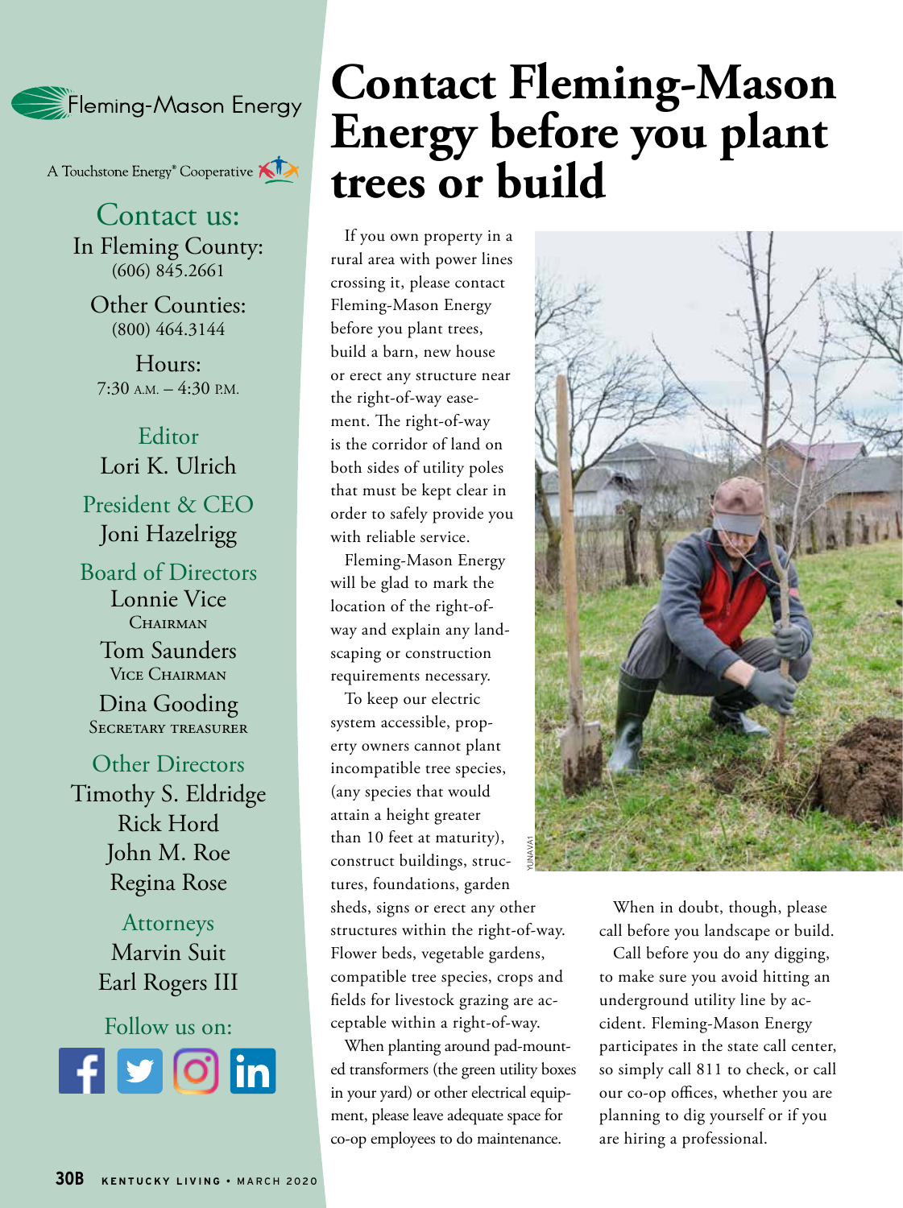Fleming-Mason Energy

A Touchstone Energy® Cooperative

## Contact us:

In Fleming County:
(606) 845.2661

Other Counties:
(800) 464.3144

Hours:
7:30 A.M. – 4:30 P.M.

**Editor**
Lori K. Ulrich

**President & CEO**
Joni Hazelrigg

**Board of Directors**
Lonnie Vice
CHAIRMAN

Tom Saunders
VICE CHAIRMAN

Dina Gooding
SECRETARY TREASURER

**Other Directors**
Timothy S. Eldridge
Rick Hord
John M. Roe
Regina Rose

**Attorneys**
Marvin Suit
Earl Rogers III

Follow us on:

# Contact Fleming-Mason Energy before you plant trees or build

If you own property in a rural area with power lines crossing it, please contact Fleming-Mason Energy before you plant trees, build a barn, new house or erect any structure near the right-of-way easement. The right-of-way is the corridor of land on both sides of utility poles that must be kept clear in order to safely provide you with reliable service.

Fleming-Mason Energy will be glad to mark the location of the right-of-way and explain any landscaping or construction requirements necessary.

To keep our electric system accessible, property owners cannot plant incompatible tree species, (any species that would attain a height greater than 10 feet at maturity), construct buildings, structures, foundations, garden sheds, signs or erect any other structures within the right-of-way. Flower beds, vegetable gardens, compatible tree species, crops and fields for livestock grazing are acceptable within a right-of-way.

When planting around pad-mounted transformers (the green utility boxes in your yard) or other electrical equipment, please leave adequate space for co-op employees to do maintenance.

When in doubt, though, please call before you landscape or build.

Call before you do any digging, to make sure you avoid hitting an underground utility line by accident. Fleming-Mason Energy participates in the state call center, so simply call 811 to check, or call our co-op offices, whether you are planning to dig yourself or if you are hiring a professional.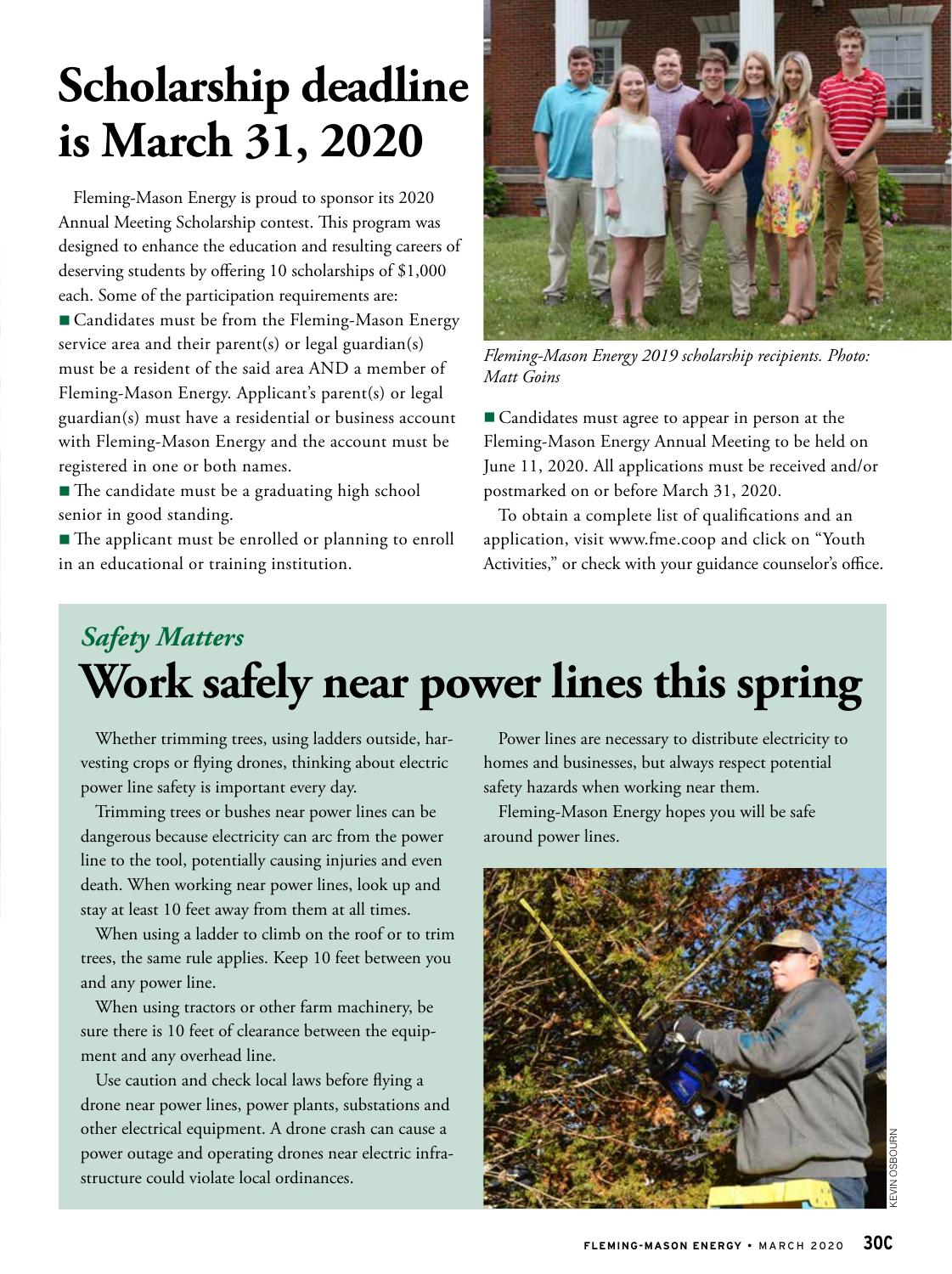# Scholarship deadline is March 31, 2020

Fleming-Mason Energy is proud to sponsor its 2020 Annual Meeting Scholarship contest. This program was designed to enhance the education and resulting careers of deserving students by offering 10 scholarships of $1,000 each. Some of the participation requirements are:

- Candidates must be from the Fleming-Mason Energy service area and their parent(s) or legal guardian(s) must be a resident of the said area AND a member of Fleming-Mason Energy. Applicant's parent(s) or legal guardian(s) must have a residential or business account with Fleming-Mason Energy and the account must be registered in one or both names.
- The candidate must be a graduating high school senior in good standing.
- The applicant must be enrolled or planning to enroll in an educational or training institution.

*Fleming-Mason Energy 2019 scholarship recipients. Photo: Matt Goins*

- Candidates must agree to appear in person at the Fleming-Mason Energy Annual Meeting to be held on June 11, 2020. All applications must be received and/or postmarked on or before March 31, 2020.

To obtain a complete list of qualifications and an application, visit www.fme.coop and click on "Youth Activities," or check with your guidance counselor's office.

*Safety Matters*

## Work safely near power lines this spring

Whether trimming trees, using ladders outside, harvesting crops or flying drones, thinking about electric power line safety is important every day.

Trimming trees or bushes near power lines can be dangerous because electricity can arc from the power line to the tool, potentially causing injuries and even death. When working near power lines, look up and stay at least 10 feet away from them at all times.

When using a ladder to climb on the roof or to trim trees, the same rule applies. Keep 10 feet between you and any power line.

When using tractors or other farm machinery, be sure there is 10 feet of clearance between the equipment and any overhead line.

Use caution and check local laws before flying a drone near power lines, power plants, substations and other electrical equipment. A drone crash can cause a power outage and operating drones near electric infrastructure could violate local ordinances.

Power lines are necessary to distribute electricity to homes and businesses, but always respect potential safety hazards when working near them.

Fleming-Mason Energy hopes you will be safe around power lines.

KEVIN OSBOURN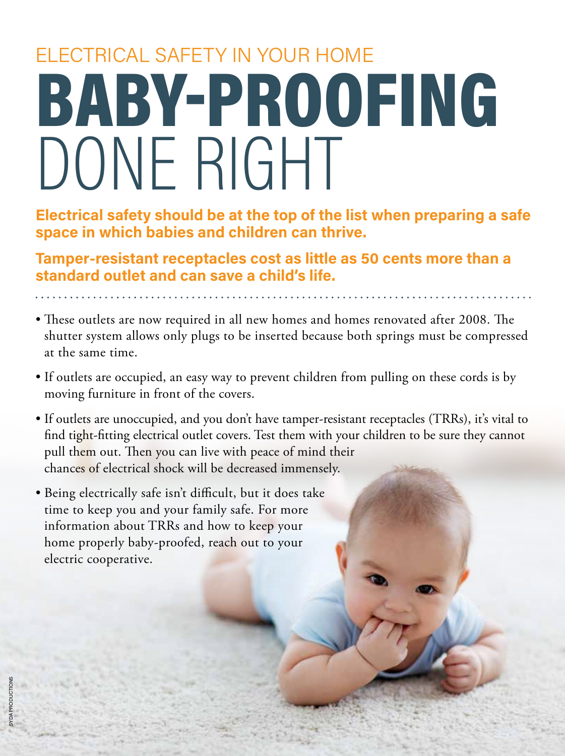ELECTRICAL SAFETY IN YOUR HOME

# BABY-PROOFING DONE RIGHT

**Electrical safety should be at the top of the list when preparing a safe space in which babies and children can thrive.**

**Tamper-resistant receptacles cost as little as 50 cents more than a standard outlet and can save a child's life.**

- These outlets are now required in all new homes and homes renovated after 2008. The shutter system allows only plugs to be inserted because both springs must be compressed at the same time.
- If outlets are occupied, an easy way to prevent children from pulling on these cords is by moving furniture in front of the covers.
- If outlets are unoccupied, and you don't have tamper-resistant receptacles (TRRs), it's vital to find tight-fitting electrical outlet covers. Test them with your children to be sure they cannot pull them out. Then you can live with peace of mind their chances of electrical shock will be decreased immensely.
- Being electrically safe isn't difficult, but it does take time to keep you and your family safe. For more information about TRRs and how to keep your home properly baby-proofed, reach out to your electric cooperative.

SYDA PRODUCTIONS